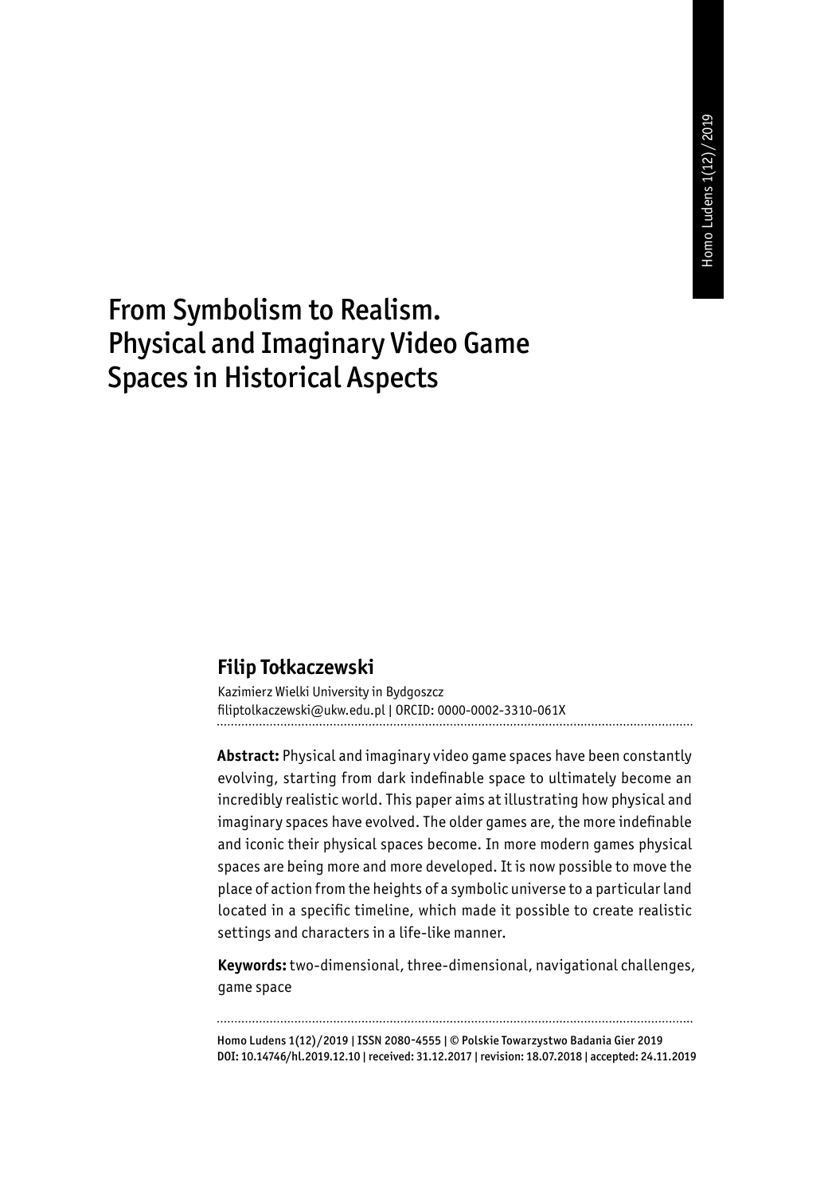# From Symbolism to Realism. Physical and Imaginary Video Game Spaces in Historical Aspects

**Filip Tołkaczewski**

Kazimierz Wielki University in Bydgoszcz
filiptolkaczewski@ukw.edu.pl | ORCID: 0000-0002-3310-061X

**Abstract:** Physical and imaginary video game spaces have been constantly evolving, starting from dark indefinable space to ultimately become an incredibly realistic world. This paper aims at illustrating how physical and imaginary spaces have evolved. The older games are, the more indefinable and iconic their physical spaces become. In more modern games physical spaces are being more and more developed. It is now possible to move the place of action from the heights of a symbolic universe to a particular land located in a specific timeline, which made it possible to create realistic settings and characters in a life-like manner.

**Keywords:** two-dimensional, three-dimensional, navigational challenges, game space

Homo Ludens 1(12)/2019 | ISSN 2080-4555 | © Polskie Towarzystwo Badania Gier 2019
DOI: 10.14746/hl.2019.12.10 | received: 31.12.2017 | revision: 18.07.2018 | accepted: 24.11.2019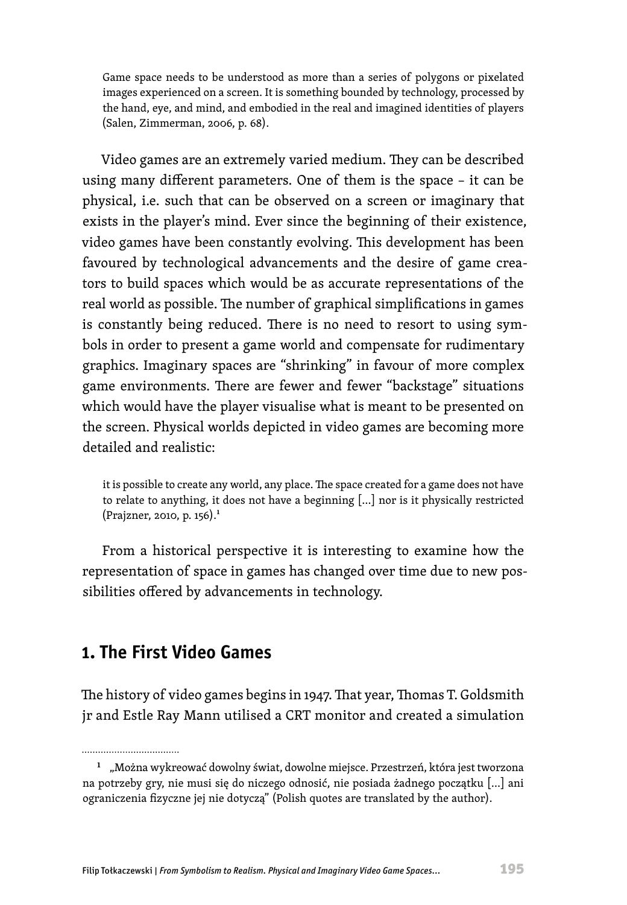> Game space needs to be understood as more than a series of polygons or pixelated images experienced on a screen. It is something bounded by technology, processed by the hand, eye, and mind, and embodied in the real and imagined identities of players (Salen, Zimmerman, 2006, p. 68).

Video games are an extremely varied medium. They can be described using many different parameters. One of them is the space – it can be physical, i.e. such that can be observed on a screen or imaginary that exists in the player's mind. Ever since the beginning of their existence, video games have been constantly evolving. This development has been favoured by technological advancements and the desire of game creators to build spaces which would be as accurate representations of the real world as possible. The number of graphical simplifications in games is constantly being reduced. There is no need to resort to using symbols in order to present a game world and compensate for rudimentary graphics. Imaginary spaces are "shrinking" in favour of more complex game environments. There are fewer and fewer "backstage" situations which would have the player visualise what is meant to be presented on the screen. Physical worlds depicted in video games are becoming more detailed and realistic:

> it is possible to create any world, any place. The space created for a game does not have to relate to anything, it does not have a beginning [...] nor is it physically restricted (Prajzner, 2010, p. 156).[1]

From a historical perspective it is interesting to examine how the representation of space in games has changed over time due to new possibilities offered by advancements in technology.

## 1. The First Video Games

The history of video games begins in 1947. That year, Thomas T. Goldsmith jr and Estle Ray Mann utilised a CRT monitor and created a simulation

---

[1] „Można wykreować dowolny świat, dowolne miejsce. Przestrzeń, która jest tworzona na potrzeby gry, nie musi się do niczego odnosić, nie posiada żadnego początku [...] ani ograniczenia fizyczne jej nie dotyczą" (Polish quotes are translated by the author).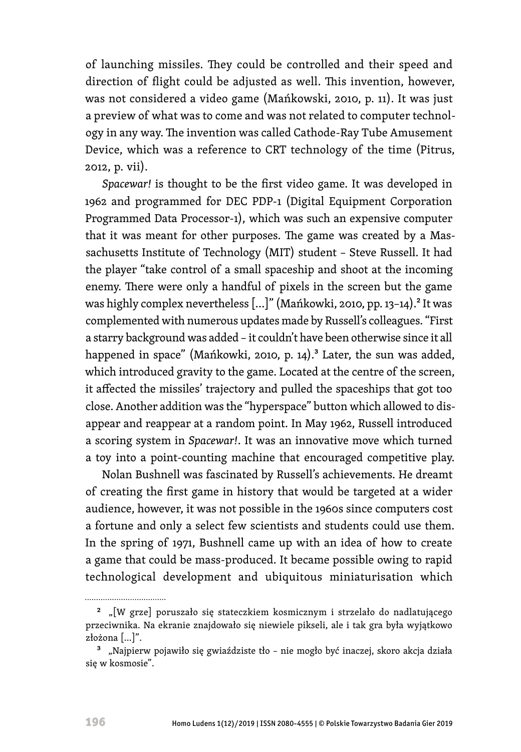of launching missiles. They could be controlled and their speed and direction of flight could be adjusted as well. This invention, however, was not considered a video game (Mańkowski, 2010, p. 11). It was just a preview of what was to come and was not related to computer technology in any way. The invention was called Cathode-Ray Tube Amusement Device, which was a reference to CRT technology of the time (Pitrus, 2012, p. vii).

*Spacewar!* is thought to be the first video game. It was developed in 1962 and programmed for DEC PDP-1 (Digital Equipment Corporation Programmed Data Processor-1), which was such an expensive computer that it was meant for other purposes. The game was created by a Massachusetts Institute of Technology (MIT) student – Steve Russell. It had the player "take control of a small spaceship and shoot at the incoming enemy. There were only a handful of pixels in the screen but the game was highly complex nevertheless […]" (Mańkowki, 2010, pp. 13–14).[2] It was complemented with numerous updates made by Russell's colleagues. "First a starry background was added – it couldn't have been otherwise since it all happened in space" (Mańkowki, 2010, p. 14).[3] Later, the sun was added, which introduced gravity to the game. Located at the centre of the screen, it affected the missiles' trajectory and pulled the spaceships that got too close. Another addition was the "hyperspace" button which allowed to disappear and reappear at a random point. In May 1962, Russell introduced a scoring system in *Spacewar!*. It was an innovative move which turned a toy into a point-counting machine that encouraged competitive play.

Nolan Bushnell was fascinated by Russell's achievements. He dreamt of creating the first game in history that would be targeted at a wider audience, however, it was not possible in the 1960s since computers cost a fortune and only a select few scientists and students could use them. In the spring of 1971, Bushnell came up with an idea of how to create a game that could be mass-produced. It became possible owing to rapid technological development and ubiquitous miniaturisation which

---

[2] „[W grze] poruszało się stateczkiem kosmicznym i strzelało do nadlatującego przeciwnika. Na ekranie znajdowało się niewiele pikseli, ale i tak gra była wyjątkowo złożona […]".

[3] „Najpierw pojawiło się gwiaździste tło – nie mogło być inaczej, skoro akcja dzieje się w kosmosie".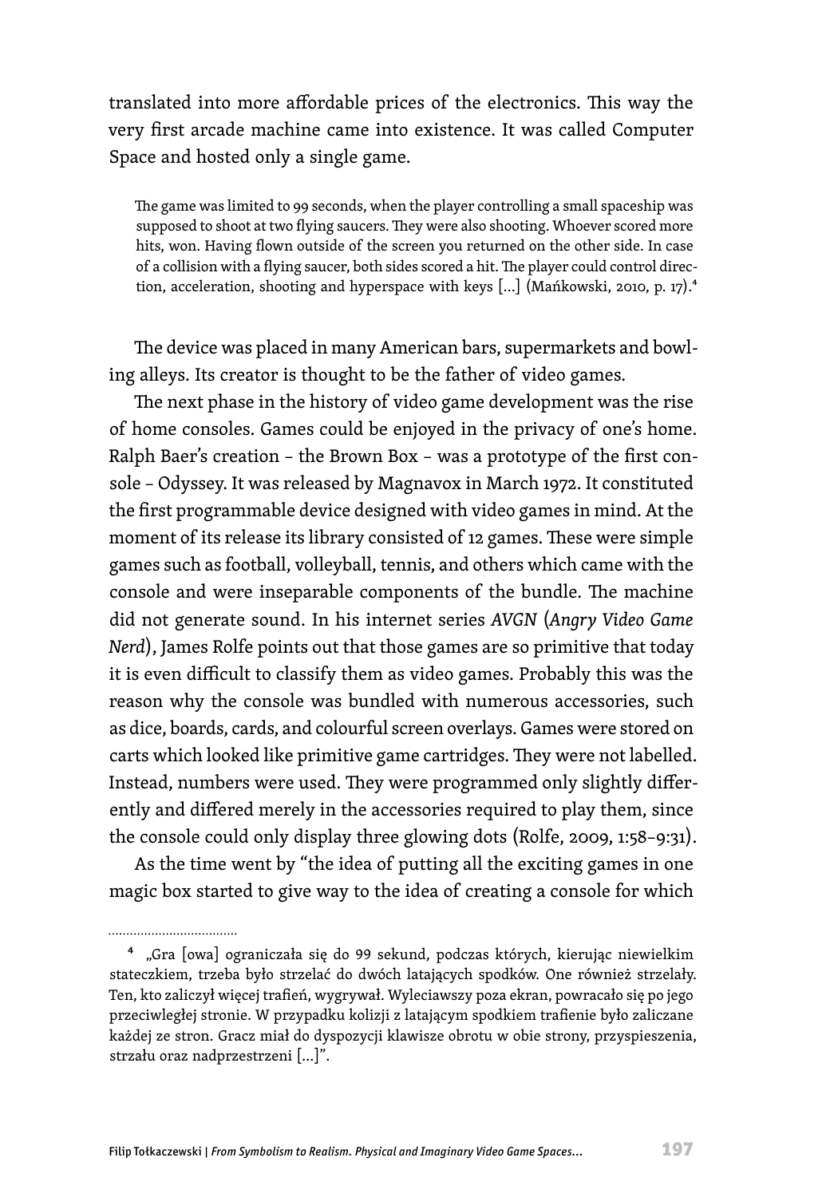translated into more affordable prices of the electronics. This way the very first arcade machine came into existence. It was called Computer Space and hosted only a single game.

> The game was limited to 99 seconds, when the player controlling a small spaceship was supposed to shoot at two flying saucers. They were also shooting. Whoever scored more hits, won. Having flown outside of the screen you returned on the other side. In case of a collision with a flying saucer, both sides scored a hit. The player could control direction, acceleration, shooting and hyperspace with keys [...] (Mańkowski, 2010, p. 17).[4]

The device was placed in many American bars, supermarkets and bowling alleys. Its creator is thought to be the father of video games.

The next phase in the history of video game development was the rise of home consoles. Games could be enjoyed in the privacy of one's home. Ralph Baer's creation – the Brown Box – was a prototype of the first console – Odyssey. It was released by Magnavox in March 1972. It constituted the first programmable device designed with video games in mind. At the moment of its release its library consisted of 12 games. These were simple games such as football, volleyball, tennis, and others which came with the console and were inseparable components of the bundle. The machine did not generate sound. In his internet series *AVGN* (*Angry Video Game Nerd*), James Rolfe points out that those games are so primitive that today it is even difficult to classify them as video games. Probably this was the reason why the console was bundled with numerous accessories, such as dice, boards, cards, and colourful screen overlays. Games were stored on carts which looked like primitive game cartridges. They were not labelled. Instead, numbers were used. They were programmed only slightly differently and differed merely in the accessories required to play them, since the console could only display three glowing dots (Rolfe, 2009, 1:58–9:31).

As the time went by "the idea of putting all the exciting games in one magic box started to give way to the idea of creating a console for which

---

[4] „Gra [owa] ograniczała się do 99 sekund, podczas których, kierując niewielkim stateczkiem, trzeba było strzelać do dwóch latających spodków. One również strzelały. Ten, kto zaliczył więcej trafień, wygrywał. Wyleciawszy poza ekran, powracało się po jego przeciwległej stronie. W przypadku kolizji z latającym spodkiem trafienie było zaliczane każdej ze stron. Gracz miał do dyspozycji klawisze obrotu w obie strony, przyspieszenia, strzału oraz nadprzestrzeni [...]".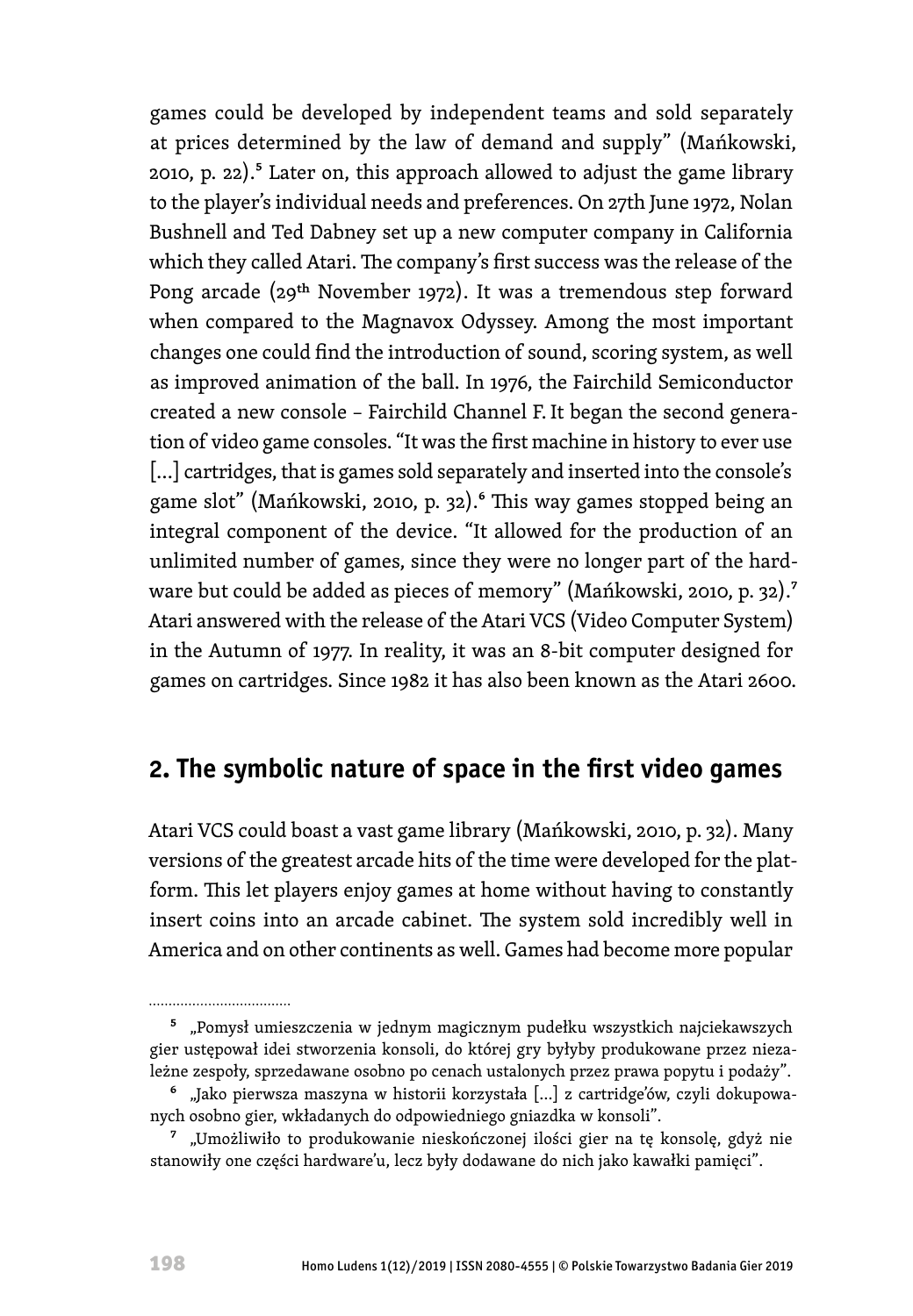games could be developed by independent teams and sold separately at prices determined by the law of demand and supply" (Mańkowski, 2010, p. 22).[5] Later on, this approach allowed to adjust the game library to the player's individual needs and preferences. On 27th June 1972, Nolan Bushnell and Ted Dabney set up a new computer company in California which they called Atari. The company's first success was the release of the Pong arcade (29th November 1972). It was a tremendous step forward when compared to the Magnavox Odyssey. Among the most important changes one could find the introduction of sound, scoring system, as well as improved animation of the ball. In 1976, the Fairchild Semiconductor created a new console – Fairchild Channel F. It began the second generation of video game consoles. "It was the first machine in history to ever use [...] cartridges, that is games sold separately and inserted into the console's game slot" (Mańkowski, 2010, p. 32).[6] This way games stopped being an integral component of the device. "It allowed for the production of an unlimited number of games, since they were no longer part of the hardware but could be added as pieces of memory" (Mańkowski, 2010, p. 32).[7] Atari answered with the release of the Atari VCS (Video Computer System) in the Autumn of 1977. In reality, it was an 8-bit computer designed for games on cartridges. Since 1982 it has also been known as the Atari 2600.

## 2. The symbolic nature of space in the first video games

Atari VCS could boast a vast game library (Mańkowski, 2010, p. 32). Many versions of the greatest arcade hits of the time were developed for the platform. This let players enjoy games at home without having to constantly insert coins into an arcade cabinet. The system sold incredibly well in America and on other continents as well. Games had become more popular

---

[5] „Pomysł umieszczenia w jednym magicznym pudełku wszystkich najciekawszych gier ustępował idei stworzenia konsoli, do której gry byłyby produkowane przez niezależne zespoły, sprzedawane osobno po cenach ustalonych przez prawa popytu i podaży".

[6] „Jako pierwsza maszyna w historii korzystała [...] z cartridge'ów, czyli dokupowanych osobno gier, wkładanych do odpowiedniego gniazdka w konsoli".

[7] „Umożliwiło to produkowanie nieskończonej ilości gier na tę konsolę, gdyż nie stanowiły one części hardware'u, lecz były dodawane do nich jako kawałki pamięci".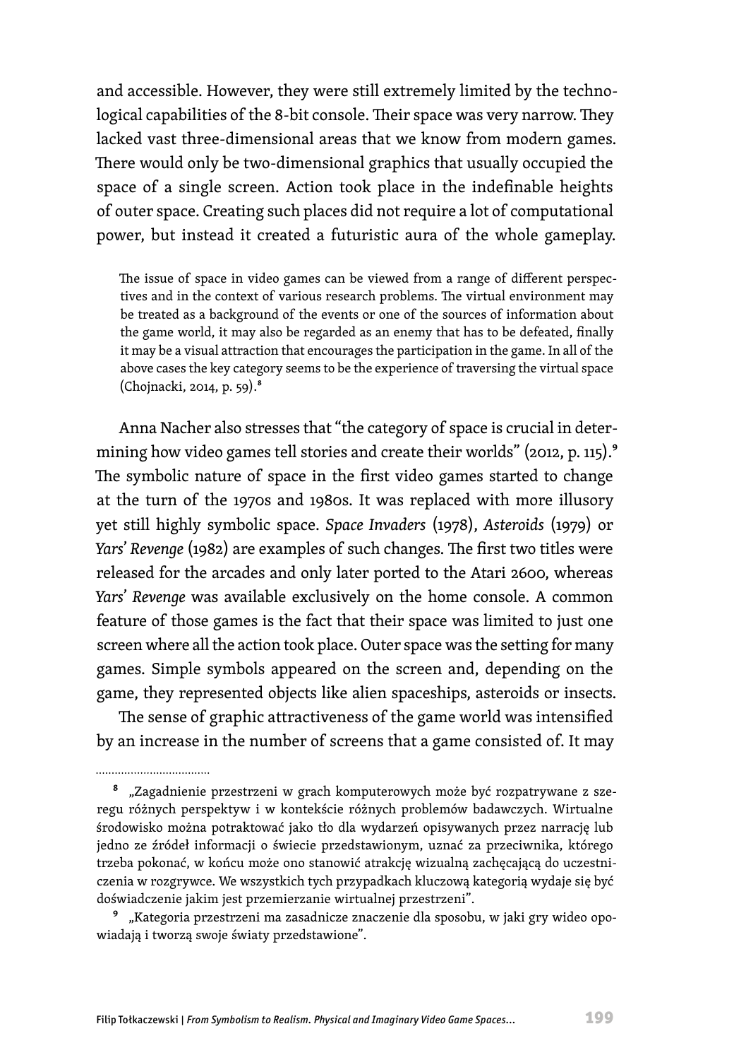and accessible. However, they were still extremely limited by the technological capabilities of the 8-bit console. Their space was very narrow. They lacked vast three-dimensional areas that we know from modern games. There would only be two-dimensional graphics that usually occupied the space of a single screen. Action took place in the indefinable heights of outer space. Creating such places did not require a lot of computational power, but instead it created a futuristic aura of the whole gameplay.

> The issue of space in video games can be viewed from a range of different perspectives and in the context of various research problems. The virtual environment may be treated as a background of the events or one of the sources of information about the game world, it may also be regarded as an enemy that has to be defeated, finally it may be a visual attraction that encourages the participation in the game. In all of the above cases the key category seems to be the experience of traversing the virtual space (Chojnacki, 2014, p. 59).[8]

Anna Nacher also stresses that "the category of space is crucial in determining how video games tell stories and create their worlds" (2012, p. 115).[9] The symbolic nature of space in the first video games started to change at the turn of the 1970s and 1980s. It was replaced with more illusory yet still highly symbolic space. *Space Invaders* (1978), *Asteroids* (1979) or *Yars' Revenge* (1982) are examples of such changes. The first two titles were released for the arcades and only later ported to the Atari 2600, whereas *Yars' Revenge* was available exclusively on the home console. A common feature of those games is the fact that their space was limited to just one screen where all the action took place. Outer space was the setting for many games. Simple symbols appeared on the screen and, depending on the game, they represented objects like alien spaceships, asteroids or insects.

The sense of graphic attractiveness of the game world was intensified by an increase in the number of screens that a game consisted of. It may

---

[8] „Zagadnienie przestrzeni w grach komputerowych może być rozpatrywane z szeregu różnych perspektyw i w kontekście różnych problemów badawczych. Wirtualne środowisko można potraktować jako tło dla wydarzeń opisywanych przez narrację lub jedno ze źródeł informacji o świecie przedstawionym, uznać za przeciwnika, którego trzeba pokonać, w końcu może ono stanowić atrakcję wizualną zachęcającą do uczestniczenia w rozgrywce. We wszystkich tych przypadkach kluczową kategorią wydaje się być doświadczenie jakim jest przemierzanie wirtualnej przestrzeni".

[9] „Kategoria przestrzeni ma zasadnicze znaczenie dla sposobu, w jaki gry wideo opowiadają i tworzą swoje światy przedstawione".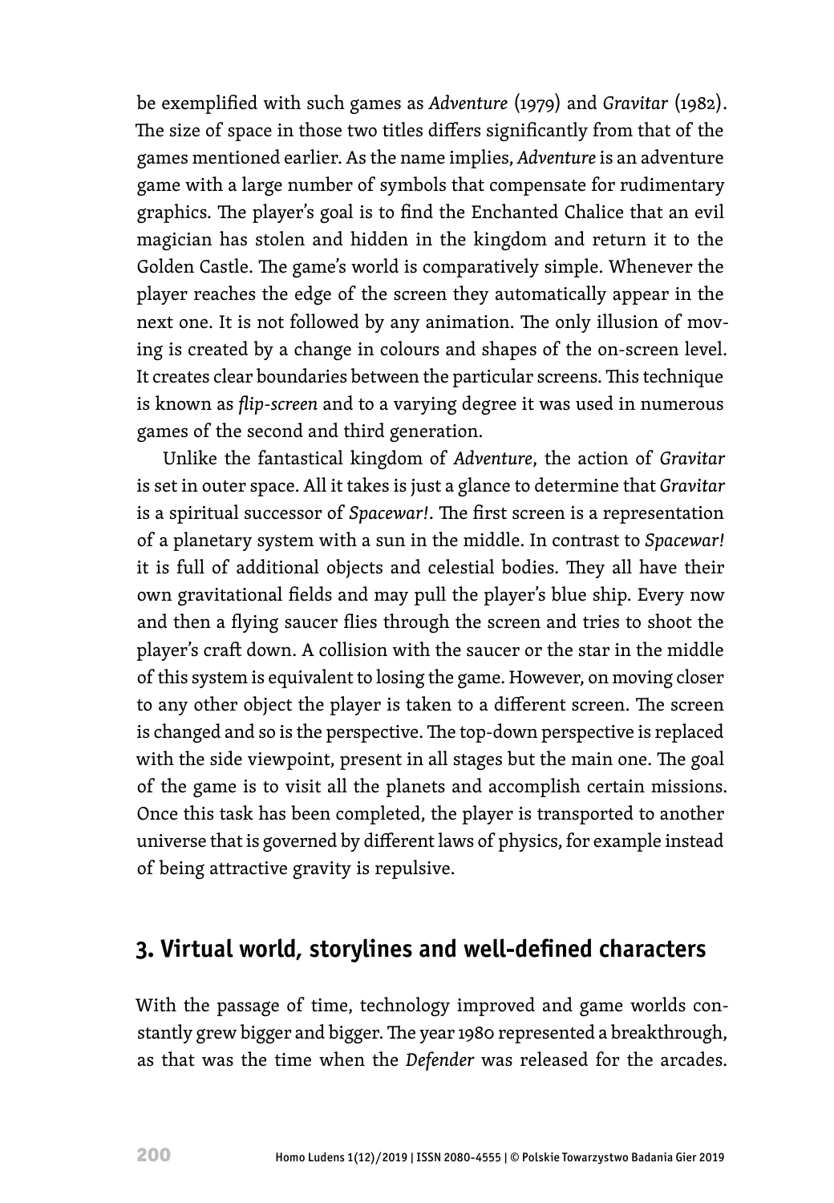be exemplified with such games as *Adventure* (1979) and *Gravitar* (1982). The size of space in those two titles differs significantly from that of the games mentioned earlier. As the name implies, *Adventure* is an adventure game with a large number of symbols that compensate for rudimentary graphics. The player's goal is to find the Enchanted Chalice that an evil magician has stolen and hidden in the kingdom and return it to the Golden Castle. The game's world is comparatively simple. Whenever the player reaches the edge of the screen they automatically appear in the next one. It is not followed by any animation. The only illusion of moving is created by a change in colours and shapes of the on-screen level. It creates clear boundaries between the particular screens. This technique is known as *flip-screen* and to a varying degree it was used in numerous games of the second and third generation.

Unlike the fantastical kingdom of *Adventure*, the action of *Gravitar* is set in outer space. All it takes is just a glance to determine that *Gravitar* is a spiritual successor of *Spacewar!*. The first screen is a representation of a planetary system with a sun in the middle. In contrast to *Spacewar!* it is full of additional objects and celestial bodies. They all have their own gravitational fields and may pull the player's blue ship. Every now and then a flying saucer flies through the screen and tries to shoot the player's craft down. A collision with the saucer or the star in the middle of this system is equivalent to losing the game. However, on moving closer to any other object the player is taken to a different screen. The screen is changed and so is the perspective. The top-down perspective is replaced with the side viewpoint, present in all stages but the main one. The goal of the game is to visit all the planets and accomplish certain missions. Once this task has been completed, the player is transported to another universe that is governed by different laws of physics, for example instead of being attractive gravity is repulsive.

## 3. Virtual world, storylines and well-defined characters

With the passage of time, technology improved and game worlds constantly grew bigger and bigger. The year 1980 represented a breakthrough, as that was the time when the *Defender* was released for the arcades.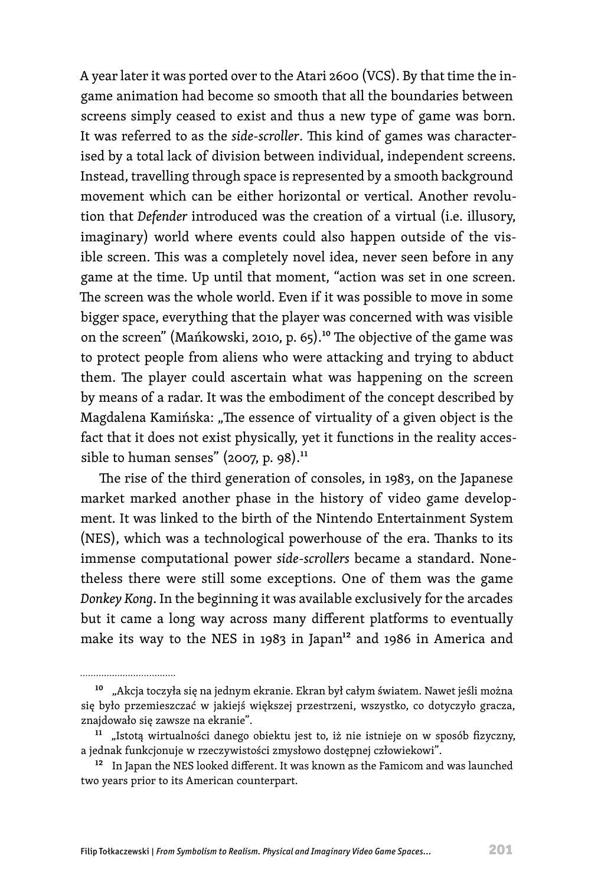A year later it was ported over to the Atari 2600 (VCS). By that time the in-game animation had become so smooth that all the boundaries between screens simply ceased to exist and thus a new type of game was born. It was referred to as the *side-scroller*. This kind of games was characterised by a total lack of division between individual, independent screens. Instead, travelling through space is represented by a smooth background movement which can be either horizontal or vertical. Another revolution that *Defender* introduced was the creation of a virtual (i.e. illusory, imaginary) world where events could also happen outside of the visible screen. This was a completely novel idea, never seen before in any game at the time. Up until that moment, "action was set in one screen. The screen was the whole world. Even if it was possible to move in some bigger space, everything that the player was concerned with was visible on the screen" (Mańkowski, 2010, p. 65).[10] The objective of the game was to protect people from aliens who were attacking and trying to abduct them. The player could ascertain what was happening on the screen by means of a radar. It was the embodiment of the concept described by Magdalena Kamińska: „The essence of virtuality of a given object is the fact that it does not exist physically, yet it functions in the reality accessible to human senses" (2007, p. 98).[11]

The rise of the third generation of consoles, in 1983, on the Japanese market marked another phase in the history of video game development. It was linked to the birth of the Nintendo Entertainment System (NES), which was a technological powerhouse of the era. Thanks to its immense computational power *side-scrollers* became a standard. Nonetheless there were still some exceptions. One of them was the game *Donkey Kong*. In the beginning it was available exclusively for the arcades but it came a long way across many different platforms to eventually make its way to the NES in 1983 in Japan[12] and 1986 in America and

---

[10] „Akcja toczyła się na jednym ekranie. Ekran był całym światem. Nawet jeśli można się było przemieszczać w jakiejś większej przestrzeni, wszystko, co dotyczyło gracza, znajdowało się zawsze na ekranie".

[11] „Istotą wirtualności danego obiektu jest to, iż nie istnieje on w sposób fizyczny, a jednak funkcjonuje w rzeczywistości zmysłowo dostępnej człowiekowi".

[12] In Japan the NES looked different. It was known as the Famicom and was launched two years prior to its American counterpart.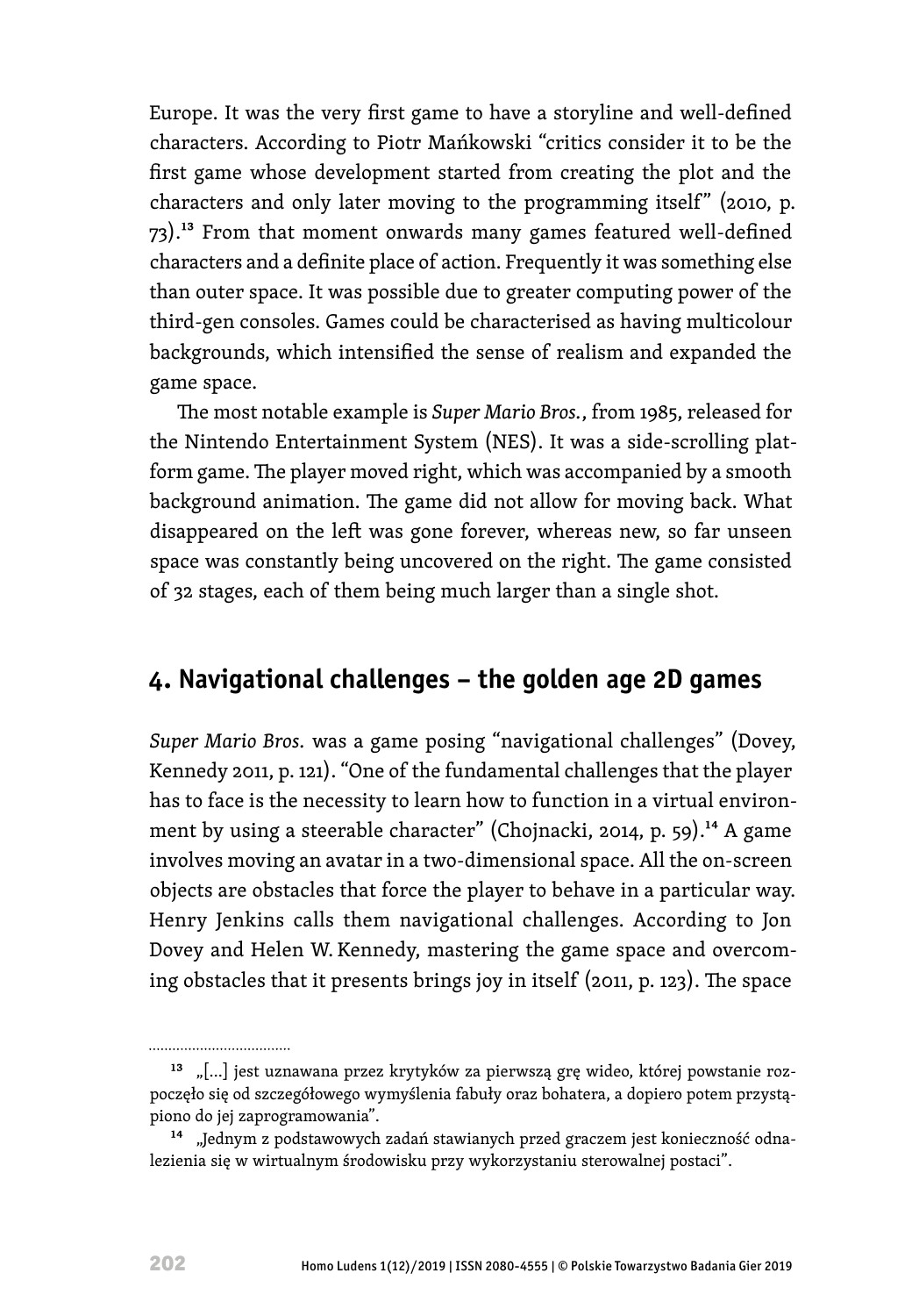Europe. It was the very first game to have a storyline and well-defined characters. According to Piotr Mańkowski "critics consider it to be the first game whose development started from creating the plot and the characters and only later moving to the programming itself" (2010, p. 73).[13] From that moment onwards many games featured well-defined characters and a definite place of action. Frequently it was something else than outer space. It was possible due to greater computing power of the third-gen consoles. Games could be characterised as having multicolour backgrounds, which intensified the sense of realism and expanded the game space.

The most notable example is *Super Mario Bros.*, from 1985, released for the Nintendo Entertainment System (NES). It was a side-scrolling platform game. The player moved right, which was accompanied by a smooth background animation. The game did not allow for moving back. What disappeared on the left was gone forever, whereas new, so far unseen space was constantly being uncovered on the right. The game consisted of 32 stages, each of them being much larger than a single shot.

## 4. Navigational challenges – the golden age 2D games

*Super Mario Bros.* was a game posing "navigational challenges" (Dovey, Kennedy 2011, p. 121). "One of the fundamental challenges that the player has to face is the necessity to learn how to function in a virtual environment by using a steerable character" (Chojnacki, 2014, p. 59).[14] A game involves moving an avatar in a two-dimensional space. All the on-screen objects are obstacles that force the player to behave in a particular way. Henry Jenkins calls them navigational challenges. According to Jon Dovey and Helen W. Kennedy, mastering the game space and overcoming obstacles that it presents brings joy in itself (2011, p. 123). The space

---

[13] „[...] jest uznawana przez krytyków za pierwszą grę wideo, której powstanie rozpoczęło się od szczegółowego wymyślenia fabuły oraz bohatera, a dopiero potem przystąpiono do jej zaprogramowania".

[14] „Jednym z podstawowych zadań stawianych przed graczem jest konieczność odnalezienia się w wirtualnym środowisku przy wykorzystaniu sterowalnej postaci".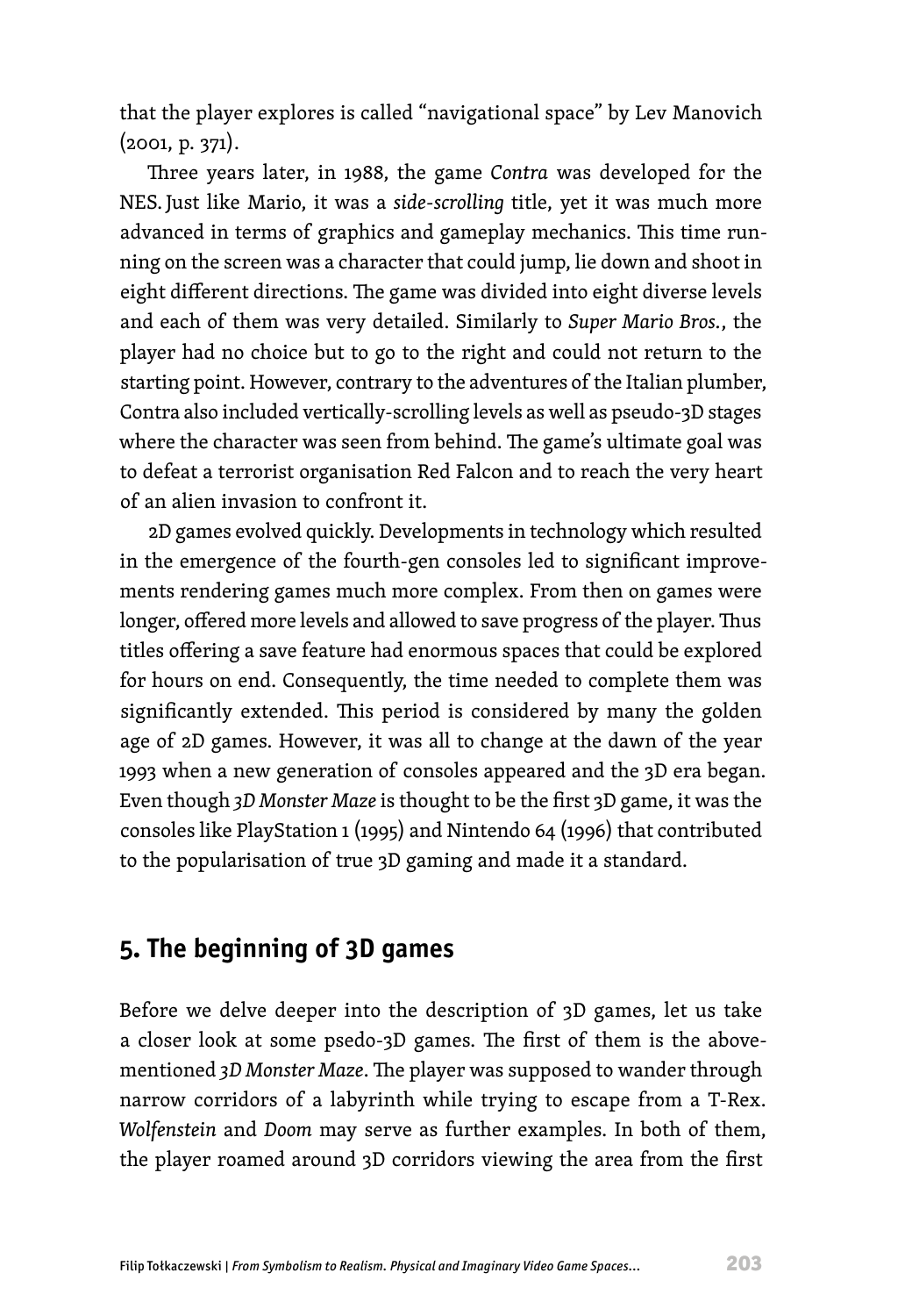that the player explores is called "navigational space" by Lev Manovich (2001, p. 371).

Three years later, in 1988, the game *Contra* was developed for the NES. Just like Mario, it was a *side-scrolling* title, yet it was much more advanced in terms of graphics and gameplay mechanics. This time running on the screen was a character that could jump, lie down and shoot in eight different directions. The game was divided into eight diverse levels and each of them was very detailed. Similarly to *Super Mario Bros.*, the player had no choice but to go to the right and could not return to the starting point. However, contrary to the adventures of the Italian plumber, Contra also included vertically-scrolling levels as well as pseudo-3D stages where the character was seen from behind. The game's ultimate goal was to defeat a terrorist organisation Red Falcon and to reach the very heart of an alien invasion to confront it.

2D games evolved quickly. Developments in technology which resulted in the emergence of the fourth-gen consoles led to significant improvements rendering games much more complex. From then on games were longer, offered more levels and allowed to save progress of the player. Thus titles offering a save feature had enormous spaces that could be explored for hours on end. Consequently, the time needed to complete them was significantly extended. This period is considered by many the golden age of 2D games. However, it was all to change at the dawn of the year 1993 when a new generation of consoles appeared and the 3D era began. Even though *3D Monster Maze* is thought to be the first 3D game, it was the consoles like PlayStation 1 (1995) and Nintendo 64 (1996) that contributed to the popularisation of true 3D gaming and made it a standard.

## 5. The beginning of 3D games

Before we delve deeper into the description of 3D games, let us take a closer look at some psedo-3D games. The first of them is the above-mentioned *3D Monster Maze*. The player was supposed to wander through narrow corridors of a labyrinth while trying to escape from a T-Rex. *Wolfenstein* and *Doom* may serve as further examples. In both of them, the player roamed around 3D corridors viewing the area from the first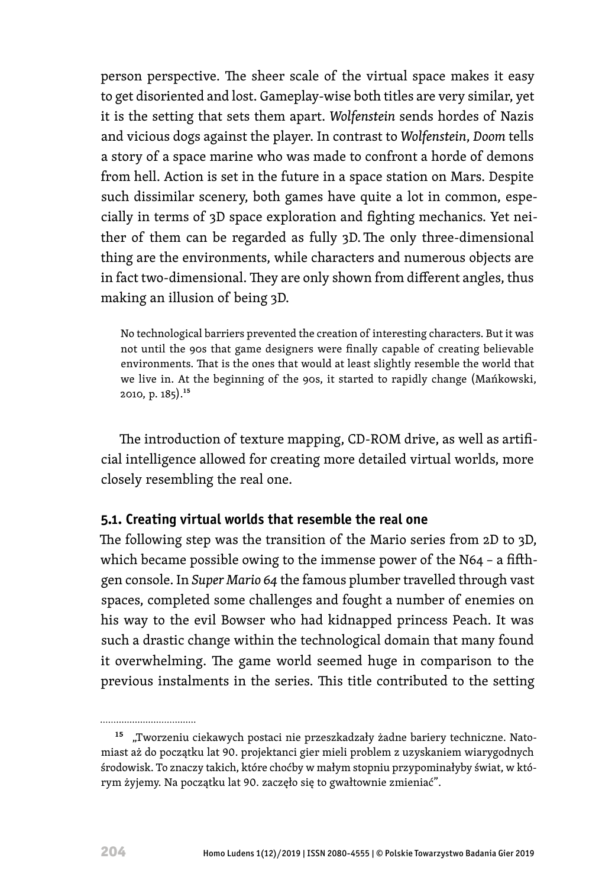person perspective. The sheer scale of the virtual space makes it easy to get disoriented and lost. Gameplay-wise both titles are very similar, yet it is the setting that sets them apart. *Wolfenstein* sends hordes of Nazis and vicious dogs against the player. In contrast to *Wolfenstein*, *Doom* tells a story of a space marine who was made to confront a horde of demons from hell. Action is set in the future in a space station on Mars. Despite such dissimilar scenery, both games have quite a lot in common, especially in terms of 3D space exploration and fighting mechanics. Yet neither of them can be regarded as fully 3D. The only three-dimensional thing are the environments, while characters and numerous objects are in fact two-dimensional. They are only shown from different angles, thus making an illusion of being 3D.

> No technological barriers prevented the creation of interesting characters. But it was not until the 90s that game designers were finally capable of creating believable environments. That is the ones that would at least slightly resemble the world that we live in. At the beginning of the 90s, it started to rapidly change (Mańkowski, 2010, p. 185).[15]

The introduction of texture mapping, CD-ROM drive, as well as artificial intelligence allowed for creating more detailed virtual worlds, more closely resembling the real one.

### 5.1. Creating virtual worlds that resemble the real one

The following step was the transition of the Mario series from 2D to 3D, which became possible owing to the immense power of the N64 – a fifth-gen console. In *Super Mario 64* the famous plumber travelled through vast spaces, completed some challenges and fought a number of enemies on his way to the evil Bowser who had kidnapped princess Peach. It was such a drastic change within the technological domain that many found it overwhelming. The game world seemed huge in comparison to the previous instalments in the series. This title contributed to the setting

---

[15] „Tworzeniu ciekawych postaci nie przeszkadzały żadne bariery techniczne. Natomiast aż do początku lat 90. projektanci gier mieli problem z uzyskaniem wiarygodnych środowisk. To znaczy takich, które choćby w małym stopniu przypominałyby świat, w którym żyjemy. Na początku lat 90. zaczęło się to gwałtownie zmieniać".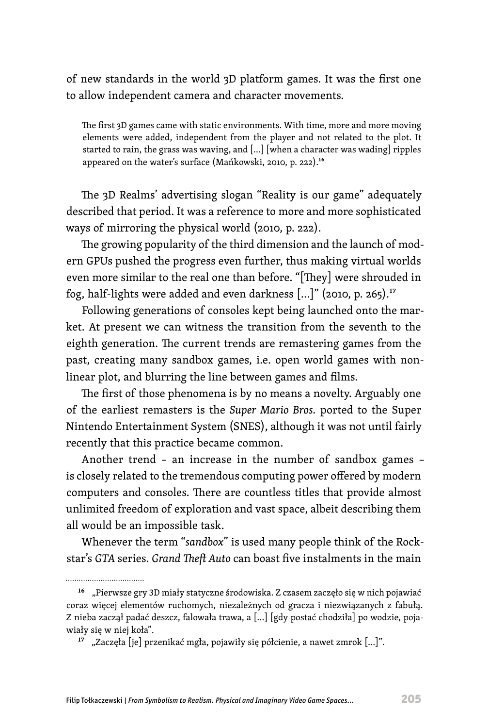of new standards in the world 3D platform games. It was the first one to allow independent camera and character movements.

> The first 3D games came with static environments. With time, more and more moving elements were added, independent from the player and not related to the plot. It started to rain, the grass was waving, and [...] [when a character was wading] ripples appeared on the water's surface (Mańkowski, 2010, p. 222).[16]

The 3D Realms' advertising slogan "Reality is our game" adequately described that period. It was a reference to more and more sophisticated ways of mirroring the physical world (2010, p. 222).

The growing popularity of the third dimension and the launch of modern GPUs pushed the progress even further, thus making virtual worlds even more similar to the real one than before. "[They] were shrouded in fog, half-lights were added and even darkness [...]" (2010, p. 265).[17]

Following generations of consoles kept being launched onto the market. At present we can witness the transition from the seventh to the eighth generation. The current trends are remastering games from the past, creating many sandbox games, i.e. open world games with non-linear plot, and blurring the line between games and films.

The first of those phenomena is by no means a novelty. Arguably one of the earliest remasters is the *Super Mario Bros.* ported to the Super Nintendo Entertainment System (SNES), although it was not until fairly recently that this practice became common.

Another trend – an increase in the number of sandbox games – is closely related to the tremendous computing power offered by modern computers and consoles. There are countless titles that provide almost unlimited freedom of exploration and vast space, albeit describing them all would be an impossible task.

Whenever the term "*sandbox*" is used many people think of the Rockstar's *GTA* series. *Grand Theft Auto* can boast five instalments in the main

---

[16] „Pierwsze gry 3D miały statyczne środowiska. Z czasem zaczęło się w nich pojawiać coraz więcej elementów ruchomych, niezależnych od gracza i niezwiązanych z fabułą. Z nieba zaczął padać deszcz, falowała trawa, a [...] [gdy postać chodziła] po wodzie, pojawiały się w niej koła".

[17] „Zaczęła [je] przenikać mgła, pojawiły się półcienie, a nawet zmrok [...]".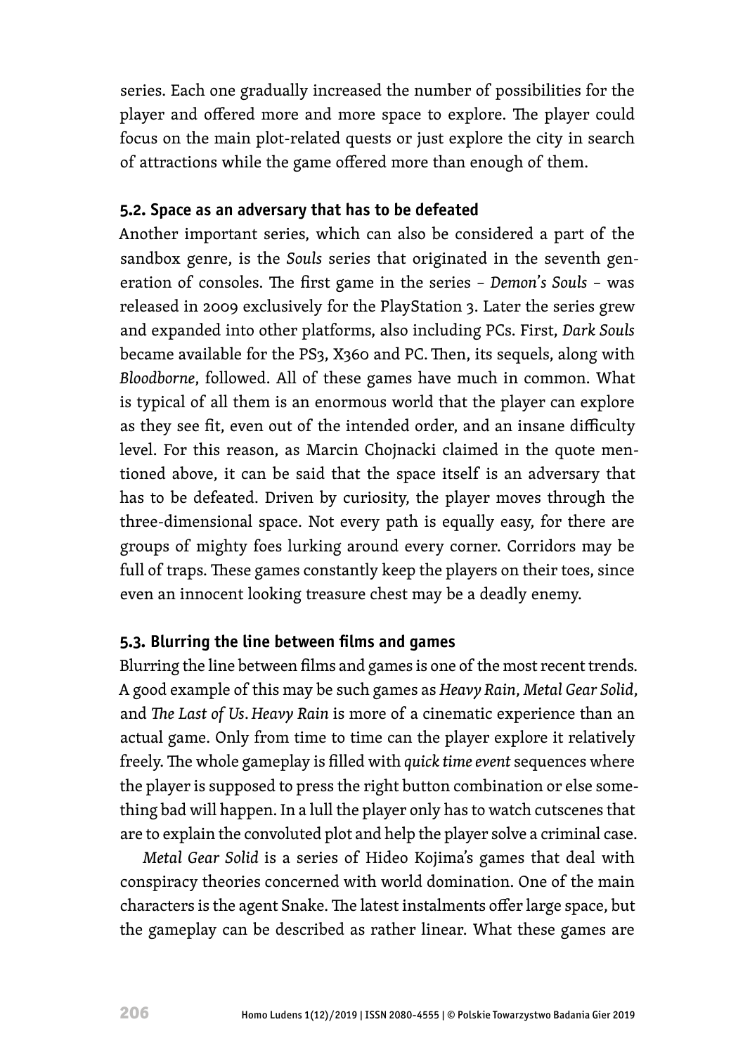series. Each one gradually increased the number of possibilities for the player and offered more and more space to explore. The player could focus on the main plot-related quests or just explore the city in search of attractions while the game offered more than enough of them.

### 5.2. Space as an adversary that has to be defeated

Another important series, which can also be considered a part of the sandbox genre, is the *Souls* series that originated in the seventh generation of consoles. The first game in the series – *Demon's Souls* – was released in 2009 exclusively for the PlayStation 3. Later the series grew and expanded into other platforms, also including PCs. First, *Dark Souls* became available for the PS3, X360 and PC. Then, its sequels, along with *Bloodborne*, followed. All of these games have much in common. What is typical of all them is an enormous world that the player can explore as they see fit, even out of the intended order, and an insane difficulty level. For this reason, as Marcin Chojnacki claimed in the quote mentioned above, it can be said that the space itself is an adversary that has to be defeated. Driven by curiosity, the player moves through the three-dimensional space. Not every path is equally easy, for there are groups of mighty foes lurking around every corner. Corridors may be full of traps. These games constantly keep the players on their toes, since even an innocent looking treasure chest may be a deadly enemy.

### 5.3. Blurring the line between films and games

Blurring the line between films and games is one of the most recent trends. A good example of this may be such games as *Heavy Rain*, *Metal Gear Solid*, and *The Last of Us*. *Heavy Rain* is more of a cinematic experience than an actual game. Only from time to time can the player explore it relatively freely. The whole gameplay is filled with *quick time event* sequences where the player is supposed to press the right button combination or else something bad will happen. In a lull the player only has to watch cutscenes that are to explain the convoluted plot and help the player solve a criminal case.

*Metal Gear Solid* is a series of Hideo Kojima's games that deal with conspiracy theories concerned with world domination. One of the main characters is the agent Snake. The latest instalments offer large space, but the gameplay can be described as rather linear. What these games are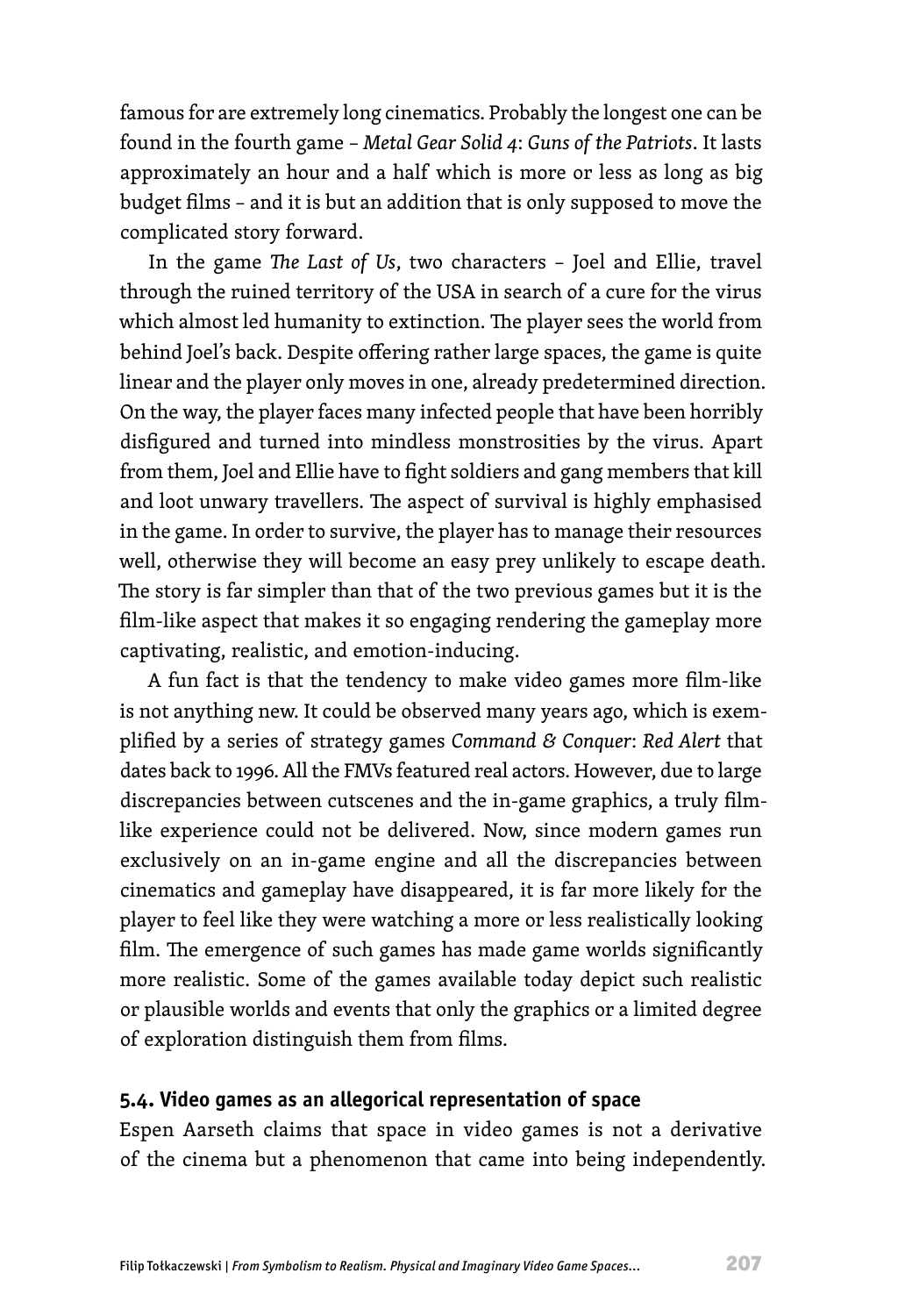famous for are extremely long cinematics. Probably the longest one can be found in the fourth game – *Metal Gear Solid 4*: *Guns of the Patriots*. It lasts approximately an hour and a half which is more or less as long as big budget films – and it is but an addition that is only supposed to move the complicated story forward.

In the game *The Last of Us*, two characters – Joel and Ellie, travel through the ruined territory of the USA in search of a cure for the virus which almost led humanity to extinction. The player sees the world from behind Joel's back. Despite offering rather large spaces, the game is quite linear and the player only moves in one, already predetermined direction. On the way, the player faces many infected people that have been horribly disfigured and turned into mindless monstrosities by the virus. Apart from them, Joel and Ellie have to fight soldiers and gang members that kill and loot unwary travellers. The aspect of survival is highly emphasised in the game. In order to survive, the player has to manage their resources well, otherwise they will become an easy prey unlikely to escape death. The story is far simpler than that of the two previous games but it is the film-like aspect that makes it so engaging rendering the gameplay more captivating, realistic, and emotion-inducing.

A fun fact is that the tendency to make video games more film-like is not anything new. It could be observed many years ago, which is exemplified by a series of strategy games *Command & Conquer*: *Red Alert* that dates back to 1996. All the FMVs featured real actors. However, due to large discrepancies between cutscenes and the in-game graphics, a truly film-like experience could not be delivered. Now, since modern games run exclusively on an in-game engine and all the discrepancies between cinematics and gameplay have disappeared, it is far more likely for the player to feel like they were watching a more or less realistically looking film. The emergence of such games has made game worlds significantly more realistic. Some of the games available today depict such realistic or plausible worlds and events that only the graphics or a limited degree of exploration distinguish them from films.

### 5.4. Video games as an allegorical representation of space

Espen Aarseth claims that space in video games is not a derivative of the cinema but a phenomenon that came into being independently.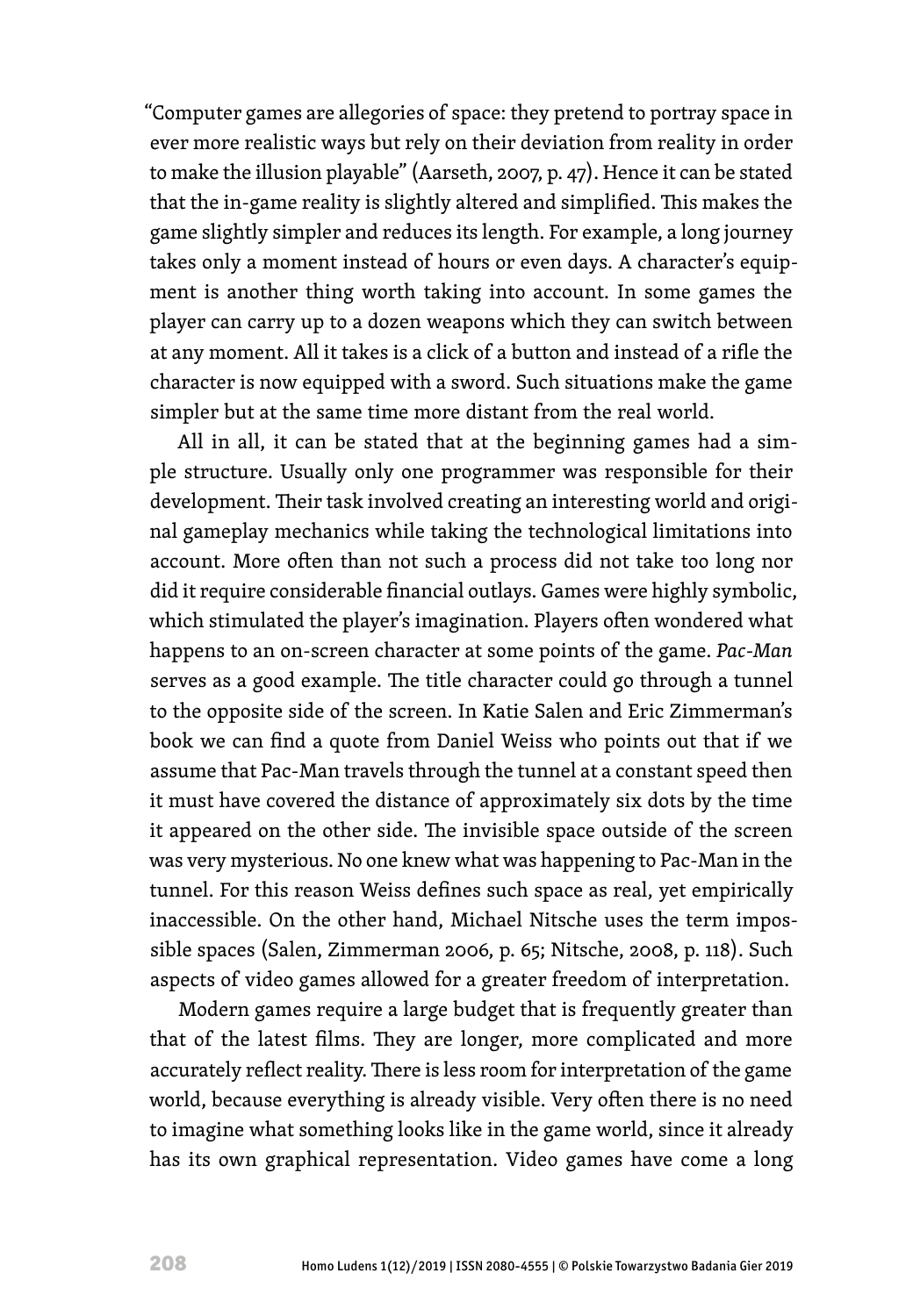"Computer games are allegories of space: they pretend to portray space in ever more realistic ways but rely on their deviation from reality in order to make the illusion playable" (Aarseth, 2007, p. 47). Hence it can be stated that the in-game reality is slightly altered and simplified. This makes the game slightly simpler and reduces its length. For example, a long journey takes only a moment instead of hours or even days. A character's equipment is another thing worth taking into account. In some games the player can carry up to a dozen weapons which they can switch between at any moment. All it takes is a click of a button and instead of a rifle the character is now equipped with a sword. Such situations make the game simpler but at the same time more distant from the real world.

All in all, it can be stated that at the beginning games had a simple structure. Usually only one programmer was responsible for their development. Their task involved creating an interesting world and original gameplay mechanics while taking the technological limitations into account. More often than not such a process did not take too long nor did it require considerable financial outlays. Games were highly symbolic, which stimulated the player's imagination. Players often wondered what happens to an on-screen character at some points of the game. *Pac-Man* serves as a good example. The title character could go through a tunnel to the opposite side of the screen. In Katie Salen and Eric Zimmerman's book we can find a quote from Daniel Weiss who points out that if we assume that Pac-Man travels through the tunnel at a constant speed then it must have covered the distance of approximately six dots by the time it appeared on the other side. The invisible space outside of the screen was very mysterious. No one knew what was happening to Pac-Man in the tunnel. For this reason Weiss defines such space as real, yet empirically inaccessible. On the other hand, Michael Nitsche uses the term impossible spaces (Salen, Zimmerman 2006, p. 65; Nitsche, 2008, p. 118). Such aspects of video games allowed for a greater freedom of interpretation.

Modern games require a large budget that is frequently greater than that of the latest films. They are longer, more complicated and more accurately reflect reality. There is less room for interpretation of the game world, because everything is already visible. Very often there is no need to imagine what something looks like in the game world, since it already has its own graphical representation. Video games have come a long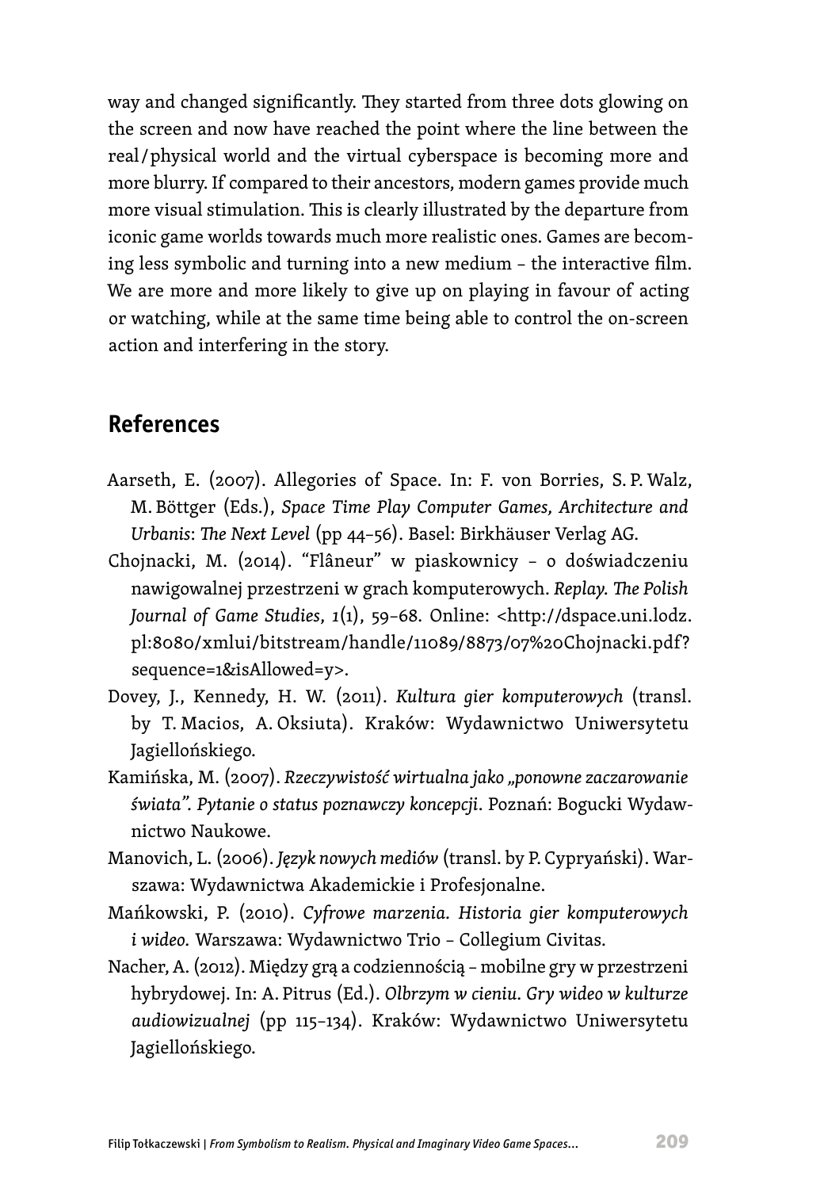way and changed significantly. They started from three dots glowing on the screen and now have reached the point where the line between the real/physical world and the virtual cyberspace is becoming more and more blurry. If compared to their ancestors, modern games provide much more visual stimulation. This is clearly illustrated by the departure from iconic game worlds towards much more realistic ones. Games are becoming less symbolic and turning into a new medium – the interactive film. We are more and more likely to give up on playing in favour of acting or watching, while at the same time being able to control the on-screen action and interfering in the story.

## References

Aarseth, E. (2007). Allegories of Space. In: F. von Borries, S. P. Walz, M. Böttger (Eds.), *Space Time Play Computer Games, Architecture and Urbanis*: *The Next Level* (pp 44–56). Basel: Birkhäuser Verlag AG.

Chojnacki, M. (2014). "Flâneur" w piaskownicy – o doświadczeniu nawigowalnej przestrzeni w grach komputerowych. *Replay. The Polish Journal of Game Studies*, *1*(1), 59–68. Online: <http://dspace.uni.lodz.pl:8080/xmlui/bitstream/handle/11089/8873/07%20Chojnacki.pdf?sequence=1&isAllowed=y>.

Dovey, J., Kennedy, H. W. (2011). *Kultura gier komputerowych* (transl. by T. Macios, A. Oksiuta). Kraków: Wydawnictwo Uniwersytetu Jagiellońskiego.

Kamińska, M. (2007). *Rzeczywistość wirtualna jako „ponowne zaczarowanie świata". Pytanie o status poznawczy koncepcji*. Poznań: Bogucki Wydawnictwo Naukowe.

Manovich, L. (2006). *Język nowych mediów* (transl. by P. Cypryański). Warszawa: Wydawnictwa Akademickie i Profesjonalne.

Mańkowski, P. (2010). *Cyfrowe marzenia. Historia gier komputerowych i wideo.* Warszawa: Wydawnictwo Trio – Collegium Civitas.

Nacher, A. (2012). Między grą a codziennością – mobilne gry w przestrzeni hybrydowej. In: A. Pitrus (Ed.). *Olbrzym w cieniu. Gry wideo w kulturze audiowizualnej* (pp 115–134). Kraków: Wydawnictwo Uniwersytetu Jagiellońskiego.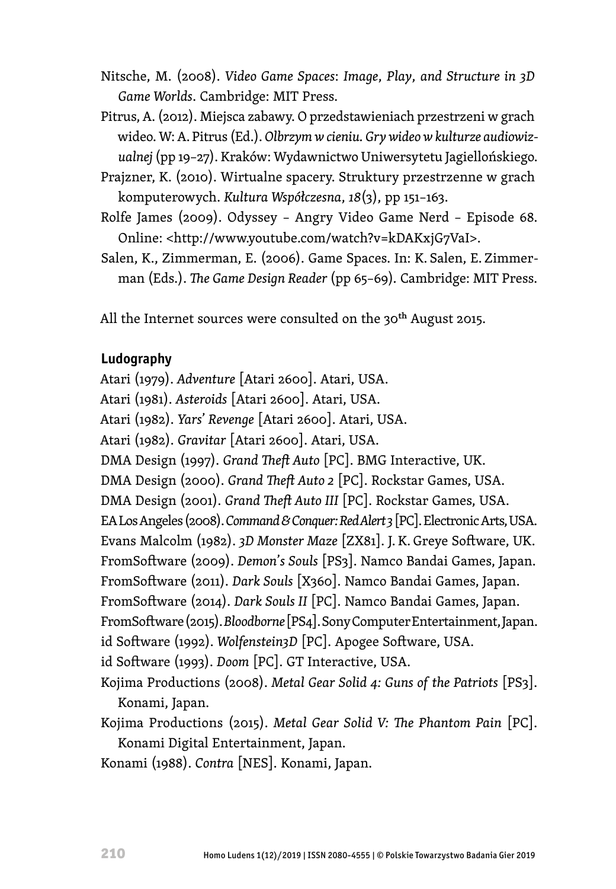Nitsche, M. (2008). *Video Game Spaces: Image, Play, and Structure in 3D Game Worlds*. Cambridge: MIT Press.

Pitrus, A. (2012). Miejsca zabawy. O przedstawieniach przestrzeni w grach wideo. W: A. Pitrus (Ed.). *Olbrzym w cieniu. Gry wideo w kulturze audiowizualnej* (pp 19–27). Kraków: Wydawnictwo Uniwersytetu Jagiellońskiego.

Prajzner, K. (2010). Wirtualne spacery. Struktury przestrzenne w grach komputerowych. *Kultura Współczesna*, *18*(3), pp 151–163.

Rolfe James (2009). Odyssey – Angry Video Game Nerd – Episode 68. Online: <http://www.youtube.com/watch?v=kDAKxjG7VaI>.

Salen, K., Zimmerman, E. (2006). Game Spaces. In: K. Salen, E. Zimmerman (Eds.). *The Game Design Reader* (pp 65–69). Cambridge: MIT Press.

All the Internet sources were consulted on the 30th August 2015.

**Ludography**

Atari (1979). *Adventure* [Atari 2600]. Atari, USA.

Atari (1981). *Asteroids* [Atari 2600]. Atari, USA.

Atari (1982). *Yars' Revenge* [Atari 2600]. Atari, USA.

Atari (1982). *Gravitar* [Atari 2600]. Atari, USA.

DMA Design (1997). *Grand Theft Auto* [PC]. BMG Interactive, UK.

DMA Design (2000). *Grand Theft Auto 2* [PC]. Rockstar Games, USA.

DMA Design (2001). *Grand Theft Auto III* [PC]. Rockstar Games, USA.

EA Los Angeles (2008). *Command & Conquer: Red Alert 3* [PC]. Electronic Arts, USA.

Evans Malcolm (1982). *3D Monster Maze* [ZX81]. J. K. Greye Software, UK.

FromSoftware (2009). *Demon's Souls* [PS3]. Namco Bandai Games, Japan.

FromSoftware (2011). *Dark Souls* [X360]. Namco Bandai Games, Japan.

FromSoftware (2014). *Dark Souls II* [PC]. Namco Bandai Games, Japan.

FromSoftware (2015). *Bloodborne* [PS4]. Sony Computer Entertainment, Japan.

id Software (1992). *Wolfenstein3D* [PC]. Apogee Software, USA.

id Software (1993). *Doom* [PC]. GT Interactive, USA.

Kojima Productions (2008). *Metal Gear Solid 4: Guns of the Patriots* [PS3]. Konami, Japan.

Kojima Productions (2015). *Metal Gear Solid V: The Phantom Pain* [PC]. Konami Digital Entertainment, Japan.

Konami (1988). *Contra* [NES]. Konami, Japan.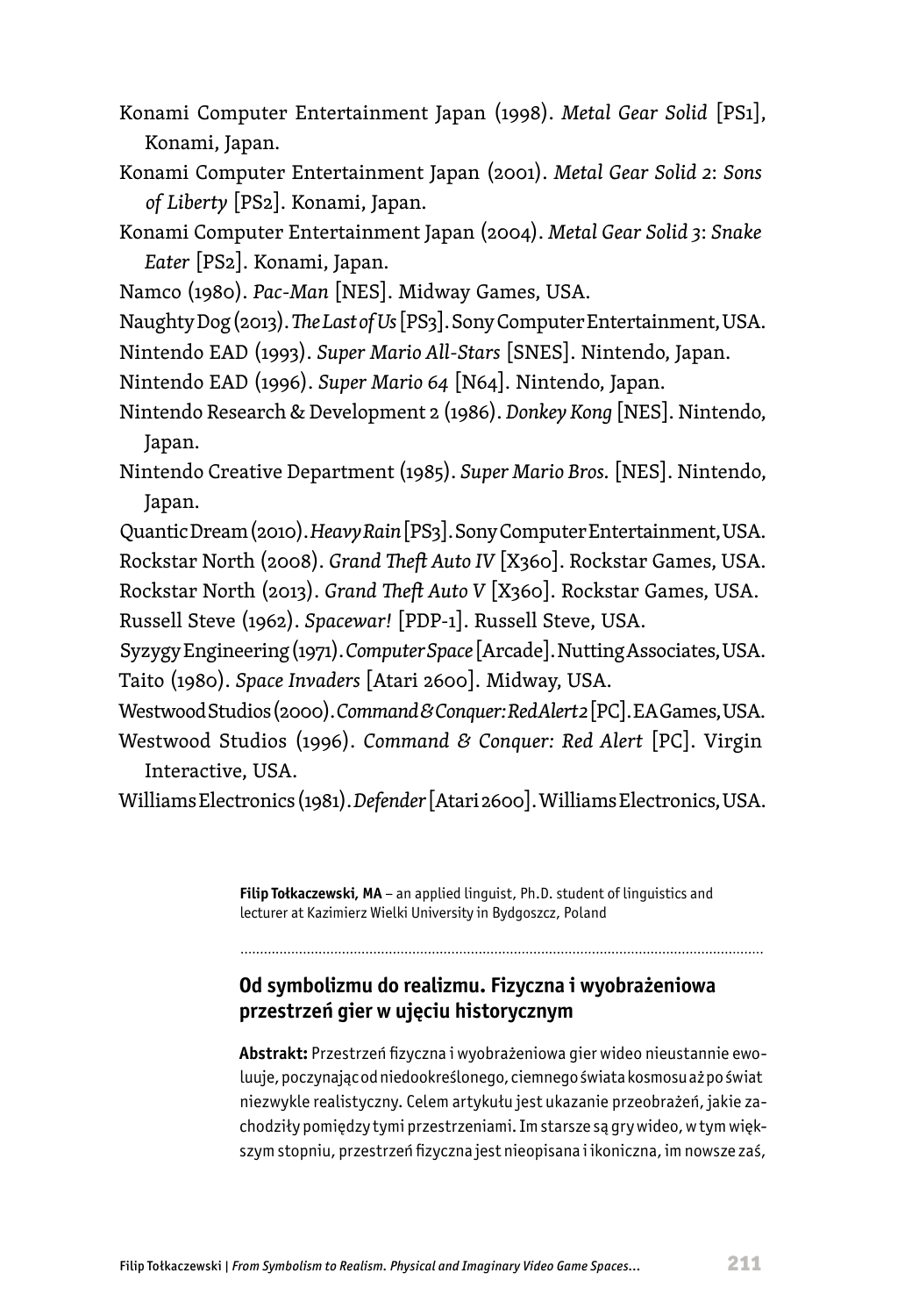Konami Computer Entertainment Japan (1998). *Metal Gear Solid* [PS1], Konami, Japan.

Konami Computer Entertainment Japan (2001). *Metal Gear Solid 2: Sons of Liberty* [PS2]. Konami, Japan.

Konami Computer Entertainment Japan (2004). *Metal Gear Solid 3: Snake Eater* [PS2]. Konami, Japan.

Namco (1980). *Pac-Man* [NES]. Midway Games, USA.

Naughty Dog (2013). *The Last of Us* [PS3]. Sony Computer Entertainment, USA.

Nintendo EAD (1993). *Super Mario All-Stars* [SNES]. Nintendo, Japan.

Nintendo EAD (1996). *Super Mario 64* [N64]. Nintendo, Japan.

Nintendo Research & Development 2 (1986). *Donkey Kong* [NES]. Nintendo, Japan.

Nintendo Creative Department (1985). *Super Mario Bros.* [NES]. Nintendo, Japan.

Quantic Dream (2010). *Heavy Rain* [PS3]. Sony Computer Entertainment, USA.

Rockstar North (2008). *Grand Theft Auto IV* [X360]. Rockstar Games, USA.

Rockstar North (2013). *Grand Theft Auto V* [X360]. Rockstar Games, USA.

Russell Steve (1962). *Spacewar!* [PDP-1]. Russell Steve, USA.

Syzygy Engineering (1971). *Computer Space* [Arcade]. Nutting Associates, USA.

Taito (1980). *Space Invaders* [Atari 2600]. Midway, USA.

Westwood Studios (2000). *Command & Conquer: Red Alert 2* [PC]. EA Games, USA.

Westwood Studios (1996). *Command & Conquer: Red Alert* [PC]. Virgin Interactive, USA.

Williams Electronics (1981). *Defender* [Atari 2600]. Williams Electronics, USA.

**Filip Tołkaczewski, MA** – an applied linguist, Ph.D. student of linguistics and lecturer at Kazimierz Wielki University in Bydgoszcz, Poland

---

## Od symbolizmu do realizmu. Fizyczna i wyobrażeniowa przestrzeń gier w ujęciu historycznym

**Abstrakt:** Przestrzeń fizyczna i wyobrażeniowa gier wideo nieustannie ewoluuje, poczynając od niedookreślonego, ciemnego świata kosmosu aż po świat niezwykle realistyczny. Celem artykułu jest ukazanie przeobrażeń, jakie zachodziły pomiędzy tymi przestrzeniami. Im starsze są gry wideo, w tym większym stopniu, przestrzeń fizyczna jest nieopisana i ikoniczna, im nowsze zaś,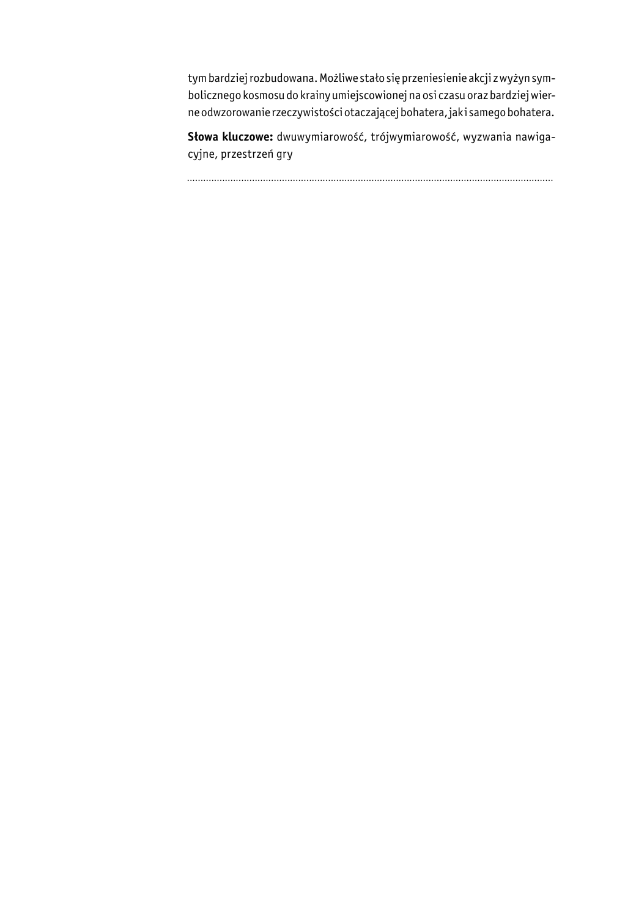tym bardziej rozbudowana. Możliwe stało się przeniesienie akcji z wyżyn symbolicznego kosmosu do krainy umiejscowionej na osi czasu oraz bardziej wierne odwzorowanie rzeczywistości otaczającej bohatera, jak i samego bohatera.

**Słowa kluczowe:** dwuwymiarowość, trójwymiarowość, wyzwania nawigacyjne, przestrzeń gry